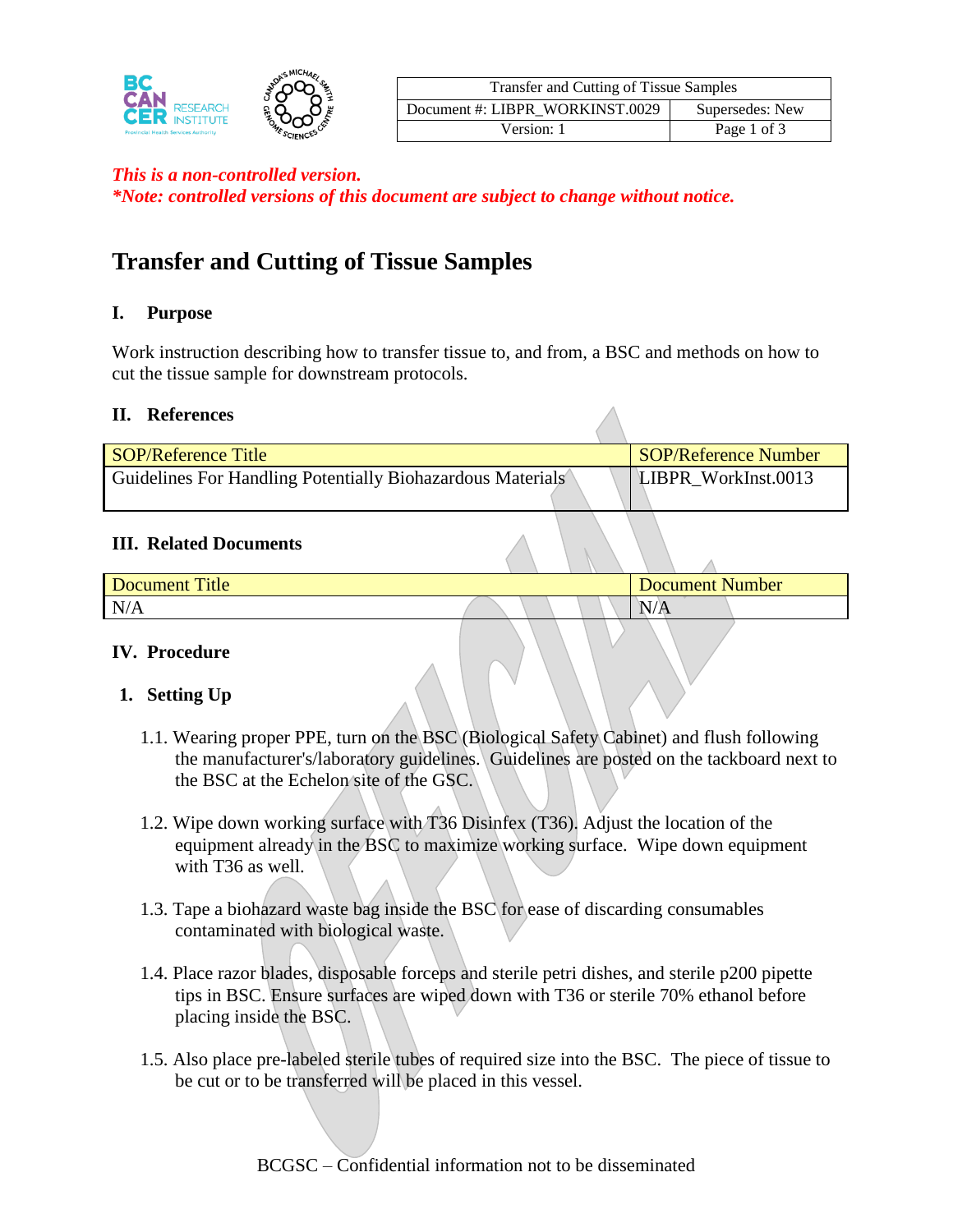*This is a non-controlled version.*
*\*Note: controlled versions of this document are subject to change without notice.*

# Transfer and Cutting of Tissue Samples

## I. Purpose

Work instruction describing how to transfer tissue to, and from, a BSC and methods on how to cut the tissue sample for downstream protocols.

## II. References

| SOP/Reference Title | SOP/Reference Number |
|---|---|
| Guidelines For Handling Potentially Biohazardous Materials | LIBPR_WorkInst.0013 |

## III. Related Documents

| Document Title | Document Number |
|---|---|
| N/A | N/A |

## IV. Procedure

### 1. Setting Up

1.1. Wearing proper PPE, turn on the BSC (Biological Safety Cabinet) and flush following the manufacturer's/laboratory guidelines. Guidelines are posted on the tackboard next to the BSC at the Echelon site of the GSC.

1.2. Wipe down working surface with T36 Disinfex (T36). Adjust the location of the equipment already in the BSC to maximize working surface. Wipe down equipment with T36 as well.

1.3. Tape a biohazard waste bag inside the BSC for ease of discarding consumables contaminated with biological waste.

1.4. Place razor blades, disposable forceps and sterile petri dishes, and sterile p200 pipette tips in BSC. Ensure surfaces are wiped down with T36 or sterile 70% ethanol before placing inside the BSC.

1.5. Also place pre-labeled sterile tubes of required size into the BSC. The piece of tissue to be cut or to be transferred will be placed in this vessel.

BCGSC – Confidential information not to be disseminated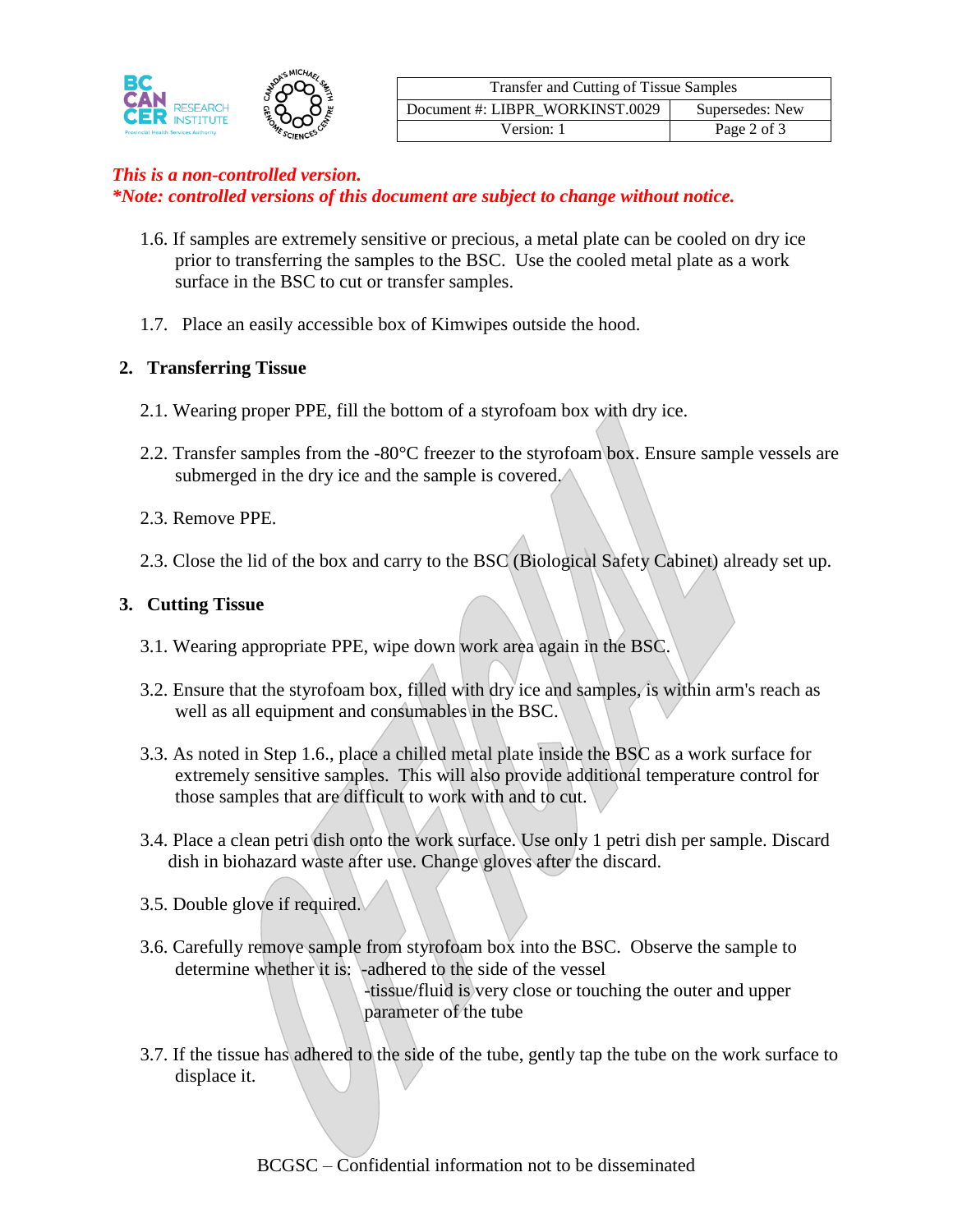*This is a non-controlled version.*
*\*Note: controlled versions of this document are subject to change without notice.*

1.6. If samples are extremely sensitive or precious, a metal plate can be cooled on dry ice prior to transferring the samples to the BSC. Use the cooled metal plate as a work surface in the BSC to cut or transfer samples.

1.7. Place an easily accessible box of Kimwipes outside the hood.

## 2. Transferring Tissue

2.1. Wearing proper PPE, fill the bottom of a styrofoam box with dry ice.

2.2. Transfer samples from the -80°C freezer to the styrofoam box. Ensure sample vessels are submerged in the dry ice and the sample is covered.

2.3. Remove PPE.

2.3. Close the lid of the box and carry to the BSC (Biological Safety Cabinet) already set up.

## 3. Cutting Tissue

3.1. Wearing appropriate PPE, wipe down work area again in the BSC.

3.2. Ensure that the styrofoam box, filled with dry ice and samples, is within arm's reach as well as all equipment and consumables in the BSC.

3.3. As noted in Step 1.6., place a chilled metal plate inside the BSC as a work surface for extremely sensitive samples. This will also provide additional temperature control for those samples that are difficult to work with and to cut.

3.4. Place a clean petri dish onto the work surface. Use only 1 petri dish per sample. Discard dish in biohazard waste after use. Change gloves after the discard.

3.5. Double glove if required.

3.6. Carefully remove sample from styrofoam box into the BSC. Observe the sample to determine whether it is:
- adhered to the side of the vessel
- tissue/fluid is very close or touching the outer and upper parameter of the tube

3.7. If the tissue has adhered to the side of the tube, gently tap the tube on the work surface to displace it.

BCGSC – Confidential information not to be disseminated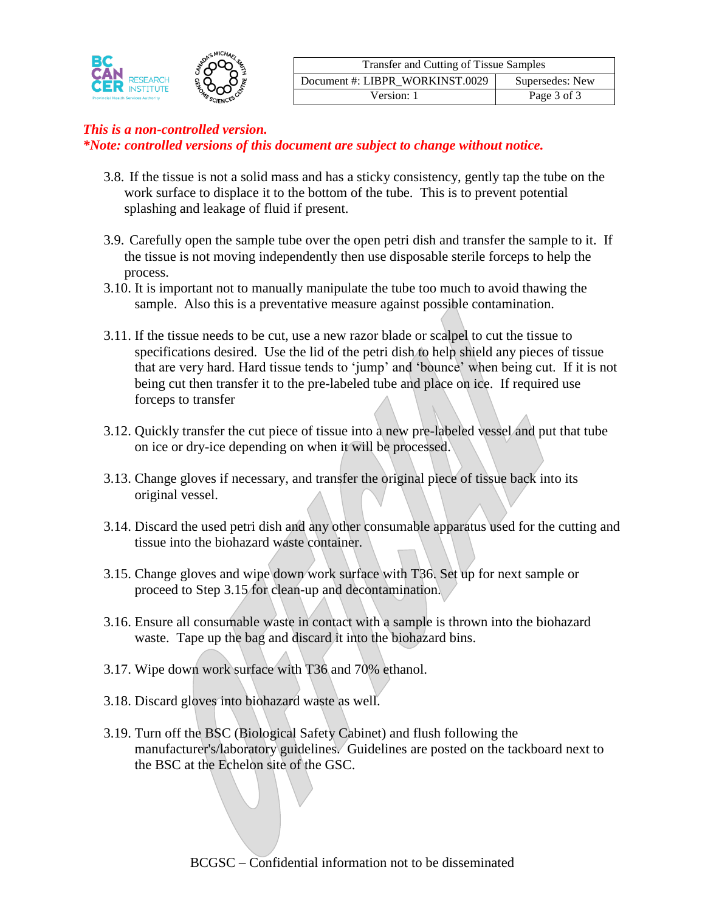*This is a non-controlled version.*
***Note: controlled versions of this document are subject to change without notice.***

3.8. If the tissue is not a solid mass and has a sticky consistency, gently tap the tube on the work surface to displace it to the bottom of the tube. This is to prevent potential splashing and leakage of fluid if present.

3.9. Carefully open the sample tube over the open petri dish and transfer the sample to it. If the tissue is not moving independently then use disposable sterile forceps to help the process.

3.10. It is important not to manually manipulate the tube too much to avoid thawing the sample. Also this is a preventative measure against possible contamination.

3.11. If the tissue needs to be cut, use a new razor blade or scalpel to cut the tissue to specifications desired. Use the lid of the petri dish to help shield any pieces of tissue that are very hard. Hard tissue tends to 'jump' and 'bounce' when being cut. If it is not being cut then transfer it to the pre-labeled tube and place on ice. If required use forceps to transfer

3.12. Quickly transfer the cut piece of tissue into a new pre-labeled vessel and put that tube on ice or dry-ice depending on when it will be processed.

3.13. Change gloves if necessary, and transfer the original piece of tissue back into its original vessel.

3.14. Discard the used petri dish and any other consumable apparatus used for the cutting and tissue into the biohazard waste container.

3.15. Change gloves and wipe down work surface with T36. Set up for next sample or proceed to Step 3.15 for clean-up and decontamination.

3.16. Ensure all consumable waste in contact with a sample is thrown into the biohazard waste. Tape up the bag and discard it into the biohazard bins.

3.17. Wipe down work surface with T36 and 70% ethanol.

3.18. Discard gloves into biohazard waste as well.

3.19. Turn off the BSC (Biological Safety Cabinet) and flush following the manufacturer's/laboratory guidelines. Guidelines are posted on the tackboard next to the BSC at the Echelon site of the GSC.